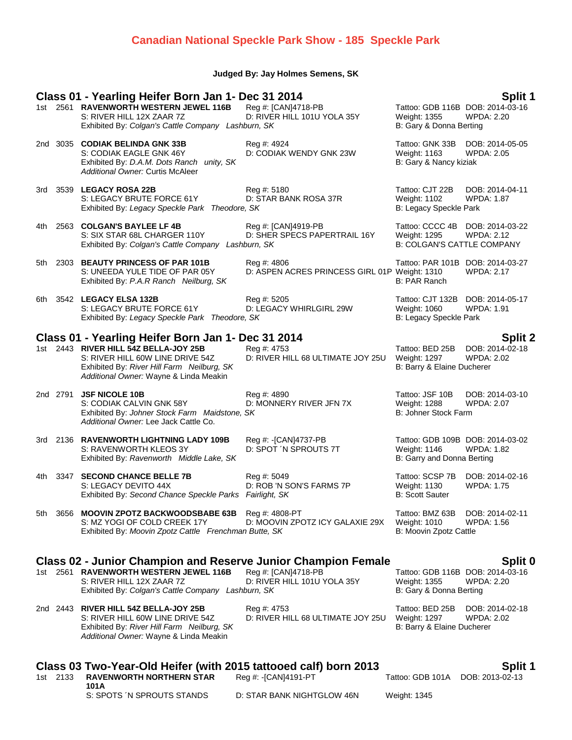# Canadian National Speckle Park Show - 185 Speckle Park

**Judged By: Jay Holmes Semens, SK**

## Class 01 - Yearling Heifer Born Jan 1- Dec 31 2014 — Split 1

1st 2561 **RAVENWORTH WESTERN JEWEL 116B** Reg #: [CAN]4718-PB Tattoo: GDB 116B DOB: 2014-03-16
S: RIVER HILL 12X ZAAR 7Z D: RIVER HILL 101U YOLA 35Y Weight: 1355 WPDA: 2.20
Exhibited By: *Colgan's Cattle Company Lashburn, SK* B: Gary & Donna Berting

2nd 3035 **CODIAK BELINDA GNK 33B** Reg #: 4924 Tattoo: GNK 33B DOB: 2014-05-05
S: CODIAK EAGLE GNK 46Y D: CODIAK WENDY GNK 23W Weight: 1163 WPDA: 2.05
Exhibited By: *D.A.M. Dots Ranch unity, SK* B: Gary & Nancy kiziak
*Additional Owner:* Curtis McAleer

3rd 3539 **LEGACY ROSA 22B** Reg #: 5180 Tattoo: CJT 22B DOB: 2014-04-11
S: LEGACY BRUTE FORCE 61Y D: STAR BANK ROSA 37R Weight: 1102 WPDA: 1.87
Exhibited By: *Legacy Speckle Park Theodore, SK* B: Legacy Speckle Park

4th 2563 **COLGAN'S BAYLEE LF 4B** Reg #: [CAN]4919-PB Tattoo: CCCC 4B DOB: 2014-03-22
S: SIX STAR 68L CHARGER 110Y D: SHER SPECS PAPERTRAIL 16Y Weight: 1295 WPDA: 2.12
Exhibited By: *Colgan's Cattle Company Lashburn, SK* B: COLGAN'S CATTLE COMPANY

5th 2303 **BEAUTY PRINCESS OF PAR 101B** Reg #: 4806 Tattoo: PAR 101B DOB: 2014-03-27
S: UNEEDA YULE TIDE OF PAR 05Y D: ASPEN ACRES PRINCESS GIRL 01P Weight: 1310 WPDA: 2.17
Exhibited By: *P.A.R Ranch Neilburg, SK* B: PAR Ranch

6th 3542 **LEGACY ELSA 132B** Reg #: 5205 Tattoo: CJT 132B DOB: 2014-05-17
S: LEGACY BRUTE FORCE 61Y D: LEGACY WHIRLGIRL 29W Weight: 1060 WPDA: 1.91
Exhibited By: *Legacy Speckle Park Theodore, SK* B: Legacy Speckle Park

## Class 01 - Yearling Heifer Born Jan 1- Dec 31 2014 — Split 2

1st 2443 **RIVER HILL 54Z BELLA-JOY 25B** Reg #: 4753 Tattoo: BED 25B DOB: 2014-02-18
S: RIVER HILL 60W LINE DRIVE 54Z D: RIVER HILL 68 ULTIMATE JOY 25U Weight: 1297 WPDA: 2.02
Exhibited By: *River Hill Farm Neilburg, SK* B: Barry & Elaine Ducherer
*Additional Owner:* Wayne & Linda Meakin

2nd 2791 **JSF NICOLE 10B** Reg #: 4890 Tattoo: JSF 10B DOB: 2014-03-10
S: CODIAK CALVIN GNK 58Y D: MONNERY RIVER JFN 7X Weight: 1288 WPDA: 2.07
Exhibited By: *Johner Stock Farm Maidstone, SK* B: Johner Stock Farm
*Additional Owner:* Lee Jack Cattle Co.

3rd 2136 **RAVENWORTH LIGHTNING LADY 109B** Reg #: -[CAN]4737-PB Tattoo: GDB 109B DOB: 2014-03-02
S: RAVENWORTH KLEOS 3Y D: SPOT ´N SPROUTS 7T Weight: 1146 WPDA: 1.82
Exhibited By: *Ravenworth Middle Lake, SK* B: Garry and Donna Berting

4th 3347 **SECOND CHANCE BELLE 7B** Reg #: 5049 Tattoo: SCSP 7B DOB: 2014-02-16
S: LEGACY DEVITO 44X D: ROB 'N SON'S FARMS 7P Weight: 1130 WPDA: 1.75
Exhibited By: *Second Chance Speckle Parks Fairlight, SK* B: Scott Sauter

5th 3656 **MOOVIN ZPOTZ BACKWOODSBABE 63B** Reg #: 4808-PT Tattoo: BMZ 63B DOB: 2014-02-11
S: MZ YOGI OF COLD CREEK 17Y D: MOOVIN ZPOTZ ICY GALAXIE 29X Weight: 1010 WPDA: 1.56
Exhibited By: *Moovin Zpotz Cattle Frenchman Butte, SK* B: Moovin Zpotz Cattle

## Class 02 - Junior Champion and Reserve Junior Champion Female — Split 0

1st 2561 **RAVENWORTH WESTERN JEWEL 116B** Reg #: [CAN]4718-PB Tattoo: GDB 116B DOB: 2014-03-16
S: RIVER HILL 12X ZAAR 7Z D: RIVER HILL 101U YOLA 35Y Weight: 1355 WPDA: 2.20
Exhibited By: *Colgan's Cattle Company Lashburn, SK* B: Gary & Donna Berting

2nd 2443 **RIVER HILL 54Z BELLA-JOY 25B** Reg #: 4753 Tattoo: BED 25B DOB: 2014-02-18
S: RIVER HILL 60W LINE DRIVE 54Z D: RIVER HILL 68 ULTIMATE JOY 25U Weight: 1297 WPDA: 2.02
Exhibited By: *River Hill Farm Neilburg, SK* B: Barry & Elaine Ducherer
*Additional Owner:* Wayne & Linda Meakin

## Class 03 Two-Year-Old Heifer (with 2015 tattooed calf) born 2013 — Split 1

1st 2133 **RAVENWORTH NORTHERN STAR 101A** Reg #: -[CAN]4191-PT Tattoo: GDB 101A DOB: 2013-02-13
S: SPOTS ´N SPROUTS STANDS D: STAR BANK NIGHTGLOW 46N Weight: 1345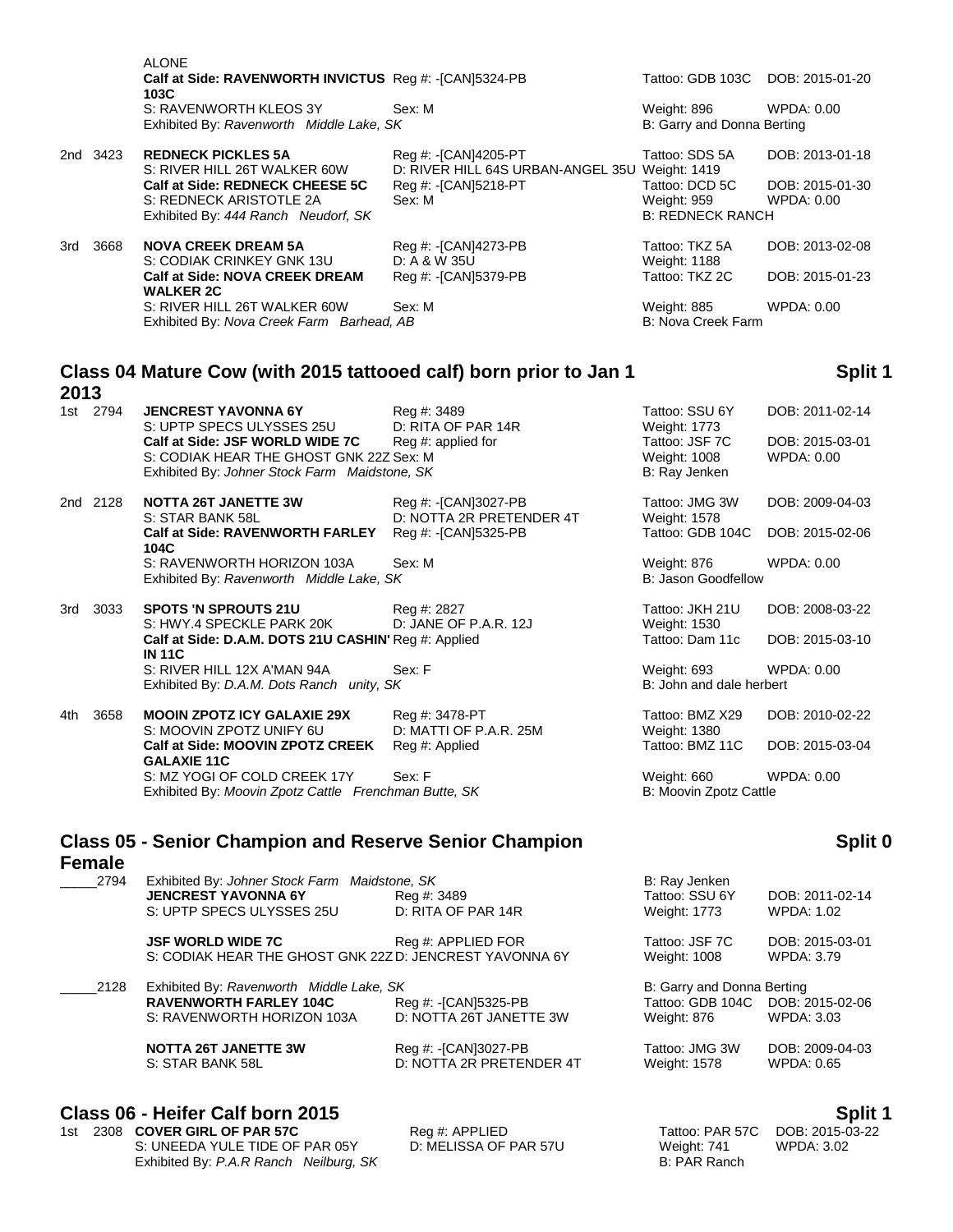ALONE

| | | | | | |
|---|---|---|---|---|---|
| | | **Calf at Side: RAVENWORTH INVICTUS 103C** | Reg #: -[CAN]5324-PB | Tattoo: GDB 103C | DOB: 2015-01-20 |
| | | S: RAVENWORTH KLEOS 3Y | Sex: M | Weight: 896 | WPDA: 0.00 |
| | | Exhibited By: *Ravenworth Middle Lake, SK* | | B: Garry and Donna Berting | |
| 2nd | 3423 | **REDNECK PICKLES 5A** | Reg #: -[CAN]4205-PT | Tattoo: SDS 5A | DOB: 2013-01-18 |
| | | S: RIVER HILL 26T WALKER 60W | D: RIVER HILL 64S URBAN-ANGEL 35U | Weight: 1419 | |
| | | **Calf at Side: REDNECK CHEESE 5C** | Reg #: -[CAN]5218-PT | Tattoo: DCD 5C | DOB: 2015-01-30 |
| | | S: REDNECK ARISTOTLE 2A | Sex: M | Weight: 959 | WPDA: 0.00 |
| | | Exhibited By: *444 Ranch Neudorf, SK* | | B: REDNECK RANCH | |
| 3rd | 3668 | **NOVA CREEK DREAM 5A** | Reg #: -[CAN]4273-PB | Tattoo: TKZ 5A | DOB: 2013-02-08 |
| | | S: CODIAK CRINKEY GNK 13U | D: A & W 35U | Weight: 1188 | |
| | | **Calf at Side: NOVA CREEK DREAM WALKER 2C** | Reg #: -[CAN]5379-PB | Tattoo: TKZ 2C | DOB: 2015-01-23 |
| | | S: RIVER HILL 26T WALKER 60W | Sex: M | Weight: 885 | WPDA: 0.00 |
| | | Exhibited By: *Nova Creek Farm Barhead, AB* | | B: Nova Creek Farm | |

## Class 04 Mature Cow (with 2015 tattooed calf) born prior to Jan 1 2013 — Split 1

| | | | | | |
|---|---|---|---|---|---|
| 1st | 2794 | **JENCREST YAVONNA 6Y** | Reg #: 3489 | Tattoo: SSU 6Y | DOB: 2011-02-14 |
| | | S: UPTP SPECS ULYSSES 25U | D: RITA OF PAR 14R | Weight: 1773 | |
| | | **Calf at Side: JSF WORLD WIDE 7C** | Reg #: applied for | Tattoo: JSF 7C | DOB: 2015-03-01 |
| | | S: CODIAK HEAR THE GHOST GNK 22Z | Sex: M | Weight: 1008 | WPDA: 0.00 |
| | | Exhibited By: *Johner Stock Farm Maidstone, SK* | | B: Ray Jenken | |
| 2nd | 2128 | **NOTTA 26T JANETTE 3W** | Reg #: -[CAN]3027-PB | Tattoo: JMG 3W | DOB: 2009-04-03 |
| | | S: STAR BANK 58L | D: NOTTA 2R PRETENDER 4T | Weight: 1578 | |
| | | **Calf at Side: RAVENWORTH FARLEY 104C** | Reg #: -[CAN]5325-PB | Tattoo: GDB 104C | DOB: 2015-02-06 |
| | | S: RAVENWORTH HORIZON 103A | Sex: M | Weight: 876 | WPDA: 0.00 |
| | | Exhibited By: *Ravenworth Middle Lake, SK* | | B: Jason Goodfellow | |
| 3rd | 3033 | **SPOTS 'N SPROUTS 21U** | Reg #: 2827 | Tattoo: JKH 21U | DOB: 2008-03-22 |
| | | S: HWY.4 SPECKLE PARK 20K | D: JANE OF P.A.R. 12J | Weight: 1530 | |
| | | **Calf at Side: D.A.M. DOTS 21U CASHIN' IN 11C** | Reg #: Applied | Tattoo: Dam 11c | DOB: 2015-03-10 |
| | | S: RIVER HILL 12X A'MAN 94A | Sex: F | Weight: 693 | WPDA: 0.00 |
| | | Exhibited By: *D.A.M. Dots Ranch unity, SK* | | B: John and dale herbert | |
| 4th | 3658 | **MOOIN ZPOTZ ICY GALAXIE 29X** | Reg #: 3478-PT | Tattoo: BMZ X29 | DOB: 2010-02-22 |
| | | S: MOOVIN ZPOTZ UNIFY 6U | D: MATTI OF P.A.R. 25M | Weight: 1380 | |
| | | **Calf at Side: MOOVIN ZPOTZ CREEK GALAXIE 11C** | Reg #: Applied | Tattoo: BMZ 11C | DOB: 2015-03-04 |
| | | S: MZ YOGI OF COLD CREEK 17Y | Sex: F | Weight: 660 | WPDA: 0.00 |
| | | Exhibited By: *Moovin Zpotz Cattle Frenchman Butte, SK* | | B: Moovin Zpotz Cattle | |

## Class 05 - Senior Champion and Reserve Senior Champion Female — Split 0

| | | | | |
|---|---|---|---|---|
| _____2794 | Exhibited By: *Johner Stock Farm Maidstone, SK* | | B: Ray Jenken | |
| | **JENCREST YAVONNA 6Y** | Reg #: 3489 | Tattoo: SSU 6Y | DOB: 2011-02-14 |
| | S: UPTP SPECS ULYSSES 25U | D: RITA OF PAR 14R | Weight: 1773 | WPDA: 1.02 |
| | **JSF WORLD WIDE 7C** | Reg #: APPLIED FOR | Tattoo: JSF 7C | DOB: 2015-03-01 |
| | S: CODIAK HEAR THE GHOST GNK 22Z | D: JENCREST YAVONNA 6Y | Weight: 1008 | WPDA: 3.79 |
| _____2128 | Exhibited By: *Ravenworth Middle Lake, SK* | | B: Garry and Donna Berting | |
| | **RAVENWORTH FARLEY 104C** | Reg #: -[CAN]5325-PB | Tattoo: GDB 104C | DOB: 2015-02-06 |
| | S: RAVENWORTH HORIZON 103A | D: NOTTA 26T JANETTE 3W | Weight: 876 | WPDA: 3.03 |
| | **NOTTA 26T JANETTE 3W** | Reg #: -[CAN]3027-PB | Tattoo: JMG 3W | DOB: 2009-04-03 |
| | S: STAR BANK 58L | D: NOTTA 2R PRETENDER 4T | Weight: 1578 | WPDA: 0.65 |

## Class 06 - Heifer Calf born 2015 — Split 1

| | | | | | |
|---|---|---|---|---|---|
| 1st | 2308 | **COVER GIRL OF PAR 57C** | Reg #: APPLIED | Tattoo: PAR 57C | DOB: 2015-03-22 |
| | | S: UNEEDA YULE TIDE OF PAR 05Y | D: MELISSA OF PAR 57U | Weight: 741 | WPDA: 3.02 |
| | | Exhibited By: *P.A.R Ranch Neilburg, SK* | | B: PAR Ranch | |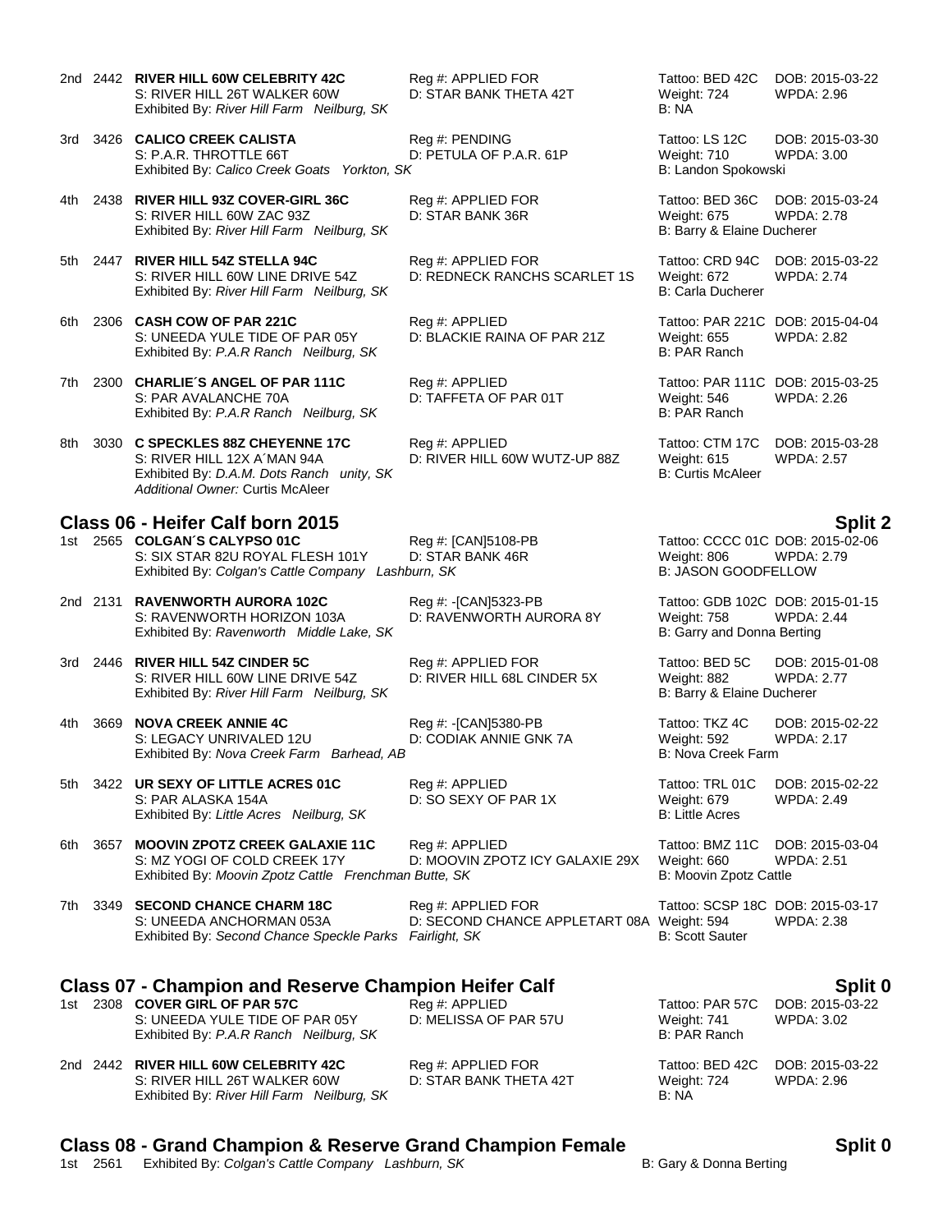2nd 2442 **RIVER HILL 60W CELEBRITY 42C** Reg #: APPLIED FOR Tattoo: BED 42C DOB: 2015-03-22
S: RIVER HILL 26T WALKER 60W D: STAR BANK THETA 42T Weight: 724 WPDA: 2.96
Exhibited By: *River Hill Farm Neilburg, SK* B: NA

3rd 3426 **CALICO CREEK CALISTA** Reg #: PENDING Tattoo: LS 12C DOB: 2015-03-30
S: P.A.R. THROTTLE 66T D: PETULA OF P.A.R. 61P Weight: 710 WPDA: 3.00
Exhibited By: *Calico Creek Goats Yorkton, SK* B: Landon Spokowski

4th 2438 **RIVER HILL 93Z COVER-GIRL 36C** Reg #: APPLIED FOR Tattoo: BED 36C DOB: 2015-03-24
S: RIVER HILL 60W ZAC 93Z D: STAR BANK 36R Weight: 675 WPDA: 2.78
Exhibited By: *River Hill Farm Neilburg, SK* B: Barry & Elaine Ducherer

5th 2447 **RIVER HILL 54Z STELLA 94C** Reg #: APPLIED FOR Tattoo: CRD 94C DOB: 2015-03-22
S: RIVER HILL 60W LINE DRIVE 54Z D: REDNECK RANCHS SCARLET 1S Weight: 672 WPDA: 2.74
Exhibited By: *River Hill Farm Neilburg, SK* B: Carla Ducherer

6th 2306 **CASH COW OF PAR 221C** Reg #: APPLIED Tattoo: PAR 221C DOB: 2015-04-04
S: UNEEDA YULE TIDE OF PAR 05Y D: BLACKIE RAINA OF PAR 21Z Weight: 655 WPDA: 2.82
Exhibited By: *P.A.R Ranch Neilburg, SK* B: PAR Ranch

7th 2300 **CHARLIE´S ANGEL OF PAR 111C** Reg #: APPLIED Tattoo: PAR 111C DOB: 2015-03-25
S: PAR AVALANCHE 70A D: TAFFETA OF PAR 01T Weight: 546 WPDA: 2.26
Exhibited By: *P.A.R Ranch Neilburg, SK* B: PAR Ranch

8th 3030 **C SPECKLES 88Z CHEYENNE 17C** Reg #: APPLIED Tattoo: CTM 17C DOB: 2015-03-28
S: RIVER HILL 12X A´MAN 94A D: RIVER HILL 60W WUTZ-UP 88Z Weight: 615 WPDA: 2.57
Exhibited By: *D.A.M. Dots Ranch unity, SK* B: Curtis McAleer
*Additional Owner:* Curtis McAleer

## Class 06 - Heifer Calf born 2015 — Split 2

1st 2565 **COLGAN´S CALYPSO 01C** Reg #: [CAN]5108-PB Tattoo: CCCC 01C DOB: 2015-02-06
S: SIX STAR 82U ROYAL FLESH 101Y D: STAR BANK 46R Weight: 806 WPDA: 2.79
Exhibited By: *Colgan's Cattle Company Lashburn, SK* B: JASON GOODFELLOW

2nd 2131 **RAVENWORTH AURORA 102C** Reg #: -[CAN]5323-PB Tattoo: GDB 102C DOB: 2015-01-15
S: RAVENWORTH HORIZON 103A D: RAVENWORTH AURORA 8Y Weight: 758 WPDA: 2.44
Exhibited By: *Ravenworth Middle Lake, SK* B: Garry and Donna Berting

3rd 2446 **RIVER HILL 54Z CINDER 5C** Reg #: APPLIED FOR Tattoo: BED 5C DOB: 2015-01-08
S: RIVER HILL 60W LINE DRIVE 54Z D: RIVER HILL 68L CINDER 5X Weight: 882 WPDA: 2.77
Exhibited By: *River Hill Farm Neilburg, SK* B: Barry & Elaine Ducherer

4th 3669 **NOVA CREEK ANNIE 4C** Reg #: -[CAN]5380-PB Tattoo: TKZ 4C DOB: 2015-02-22
S: LEGACY UNRIVALED 12U D: CODIAK ANNIE GNK 7A Weight: 592 WPDA: 2.17
Exhibited By: *Nova Creek Farm Barhead, AB* B: Nova Creek Farm

5th 3422 **UR SEXY OF LITTLE ACRES 01C** Reg #: APPLIED Tattoo: TRL 01C DOB: 2015-02-22
S: PAR ALASKA 154A D: SO SEXY OF PAR 1X Weight: 679 WPDA: 2.49
Exhibited By: *Little Acres Neilburg, SK* B: Little Acres

6th 3657 **MOOVIN ZPOTZ CREEK GALAXIE 11C** Reg #: APPLIED Tattoo: BMZ 11C DOB: 2015-03-04
S: MZ YOGI OF COLD CREEK 17Y D: MOOVIN ZPOTZ ICY GALAXIE 29X Weight: 660 WPDA: 2.51
Exhibited By: *Moovin Zpotz Cattle Frenchman Butte, SK* B: Moovin Zpotz Cattle

7th 3349 **SECOND CHANCE CHARM 18C** Reg #: APPLIED FOR Tattoo: SCSP 18C DOB: 2015-03-17
S: UNEEDA ANCHORMAN 053A D: SECOND CHANCE APPLETART 08A Weight: 594 WPDA: 2.38
Exhibited By: *Second Chance Speckle Parks Fairlight, SK* B: Scott Sauter

## Class 07 - Champion and Reserve Champion Heifer Calf — Split 0

1st 2308 **COVER GIRL OF PAR 57C** Reg #: APPLIED Tattoo: PAR 57C DOB: 2015-03-22
S: UNEEDA YULE TIDE OF PAR 05Y D: MELISSA OF PAR 57U Weight: 741 WPDA: 3.02
Exhibited By: *P.A.R Ranch Neilburg, SK* B: PAR Ranch

2nd 2442 **RIVER HILL 60W CELEBRITY 42C** Reg #: APPLIED FOR Tattoo: BED 42C DOB: 2015-03-22
S: RIVER HILL 26T WALKER 60W D: STAR BANK THETA 42T Weight: 724 WPDA: 2.96
Exhibited By: *River Hill Farm Neilburg, SK* B: NA

## Class 08 - Grand Champion & Reserve Grand Champion Female — Split 0

1st 2561 Exhibited By: *Colgan's Cattle Company Lashburn, SK* B: Gary & Donna Berting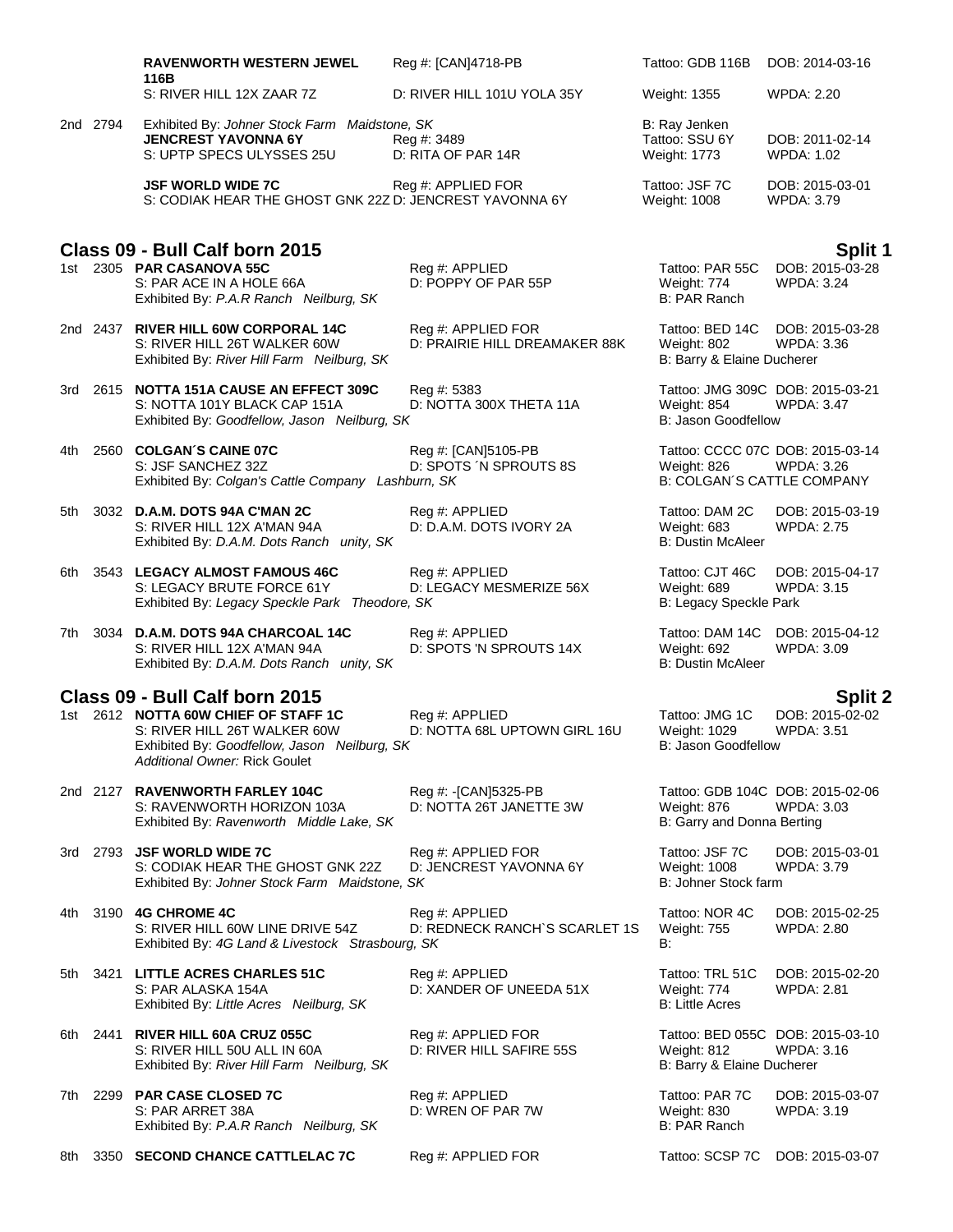**RAVENWORTH WESTERN JEWEL 116B** Reg #: [CAN]4718-PB Tattoo: GDB 116B DOB: 2014-03-16
S: RIVER HILL 12X ZAAR 7Z D: RIVER HILL 101U YOLA 35Y Weight: 1355 WPDA: 2.20

2nd 2794 Exhibited By: *Johner Stock Farm Maidstone, SK* B: Ray Jenken
**JENCREST YAVONNA 6Y** Reg #: 3489 Tattoo: SSU 6Y DOB: 2011-02-14
S: UPTP SPECS ULYSSES 25U D: RITA OF PAR 14R Weight: 1773 WPDA: 1.02

**JSF WORLD WIDE 7C** Reg #: APPLIED FOR Tattoo: JSF 7C DOB: 2015-03-01
S: CODIAK HEAR THE GHOST GNK 22Z D: JENCREST YAVONNA 6Y Weight: 1008 WPDA: 3.79

## Class 09 - Bull Calf born 2015 — Split 1

1st 2305 **PAR CASANOVA 55C** Reg #: APPLIED Tattoo: PAR 55C DOB: 2015-03-28
S: PAR ACE IN A HOLE 66A D: POPPY OF PAR 55P Weight: 774 WPDA: 3.24
Exhibited By: *P.A.R Ranch Neilburg, SK* B: PAR Ranch

2nd 2437 **RIVER HILL 60W CORPORAL 14C** Reg #: APPLIED FOR Tattoo: BED 14C DOB: 2015-03-28
S: RIVER HILL 26T WALKER 60W D: PRAIRIE HILL DREAMAKER 88K Weight: 802 WPDA: 3.36
Exhibited By: *River Hill Farm Neilburg, SK* B: Barry & Elaine Ducherer

3rd 2615 **NOTTA 151A CAUSE AN EFFECT 309C** Reg #: 5383 Tattoo: JMG 309C DOB: 2015-03-21
S: NOTTA 101Y BLACK CAP 151A D: NOTTA 300X THETA 11A Weight: 854 WPDA: 3.47
Exhibited By: *Goodfellow, Jason Neilburg, SK* B: Jason Goodfellow

4th 2560 **COLGAN´S CAINE 07C** Reg #: [CAN]5105-PB Tattoo: CCCC 07C DOB: 2015-03-14
S: JSF SANCHEZ 32Z D: SPOTS ´N SPROUTS 8S Weight: 826 WPDA: 3.26
Exhibited By: *Colgan's Cattle Company Lashburn, SK* B: COLGAN´S CATTLE COMPANY

5th 3032 **D.A.M. DOTS 94A C'MAN 2C** Reg #: APPLIED Tattoo: DAM 2C DOB: 2015-03-19
S: RIVER HILL 12X A'MAN 94A D: D.A.M. DOTS IVORY 2A Weight: 683 WPDA: 2.75
Exhibited By: *D.A.M. Dots Ranch unity, SK* B: Dustin McAleer

6th 3543 **LEGACY ALMOST FAMOUS 46C** Reg #: APPLIED Tattoo: CJT 46C DOB: 2015-04-17
S: LEGACY BRUTE FORCE 61Y D: LEGACY MESMERIZE 56X Weight: 689 WPDA: 3.15
Exhibited By: *Legacy Speckle Park Theodore, SK* B: Legacy Speckle Park

7th 3034 **D.A.M. DOTS 94A CHARCOAL 14C** Reg #: APPLIED Tattoo: DAM 14C DOB: 2015-04-12
S: RIVER HILL 12X A'MAN 94A D: SPOTS 'N SPROUTS 14X Weight: 692 WPDA: 3.09
Exhibited By: *D.A.M. Dots Ranch unity, SK* B: Dustin McAleer

## Class 09 - Bull Calf born 2015 — Split 2

1st 2612 **NOTTA 60W CHIEF OF STAFF 1C** Reg #: APPLIED Tattoo: JMG 1C DOB: 2015-02-02
S: RIVER HILL 26T WALKER 60W D: NOTTA 68L UPTOWN GIRL 16U Weight: 1029 WPDA: 3.51
Exhibited By: *Goodfellow, Jason Neilburg, SK* B: Jason Goodfellow
*Additional Owner:* Rick Goulet

2nd 2127 **RAVENWORTH FARLEY 104C** Reg #: -[CAN]5325-PB Tattoo: GDB 104C DOB: 2015-02-06
S: RAVENWORTH HORIZON 103A D: NOTTA 26T JANETTE 3W Weight: 876 WPDA: 3.03
Exhibited By: *Ravenworth Middle Lake, SK* B: Garry and Donna Berting

3rd 2793 **JSF WORLD WIDE 7C** Reg #: APPLIED FOR Tattoo: JSF 7C DOB: 2015-03-01
S: CODIAK HEAR THE GHOST GNK 22Z D: JENCREST YAVONNA 6Y Weight: 1008 WPDA: 3.79
Exhibited By: *Johner Stock Farm Maidstone, SK* B: Johner Stock farm

4th 3190 **4G CHROME 4C** Reg #: APPLIED Tattoo: NOR 4C DOB: 2015-02-25
S: RIVER HILL 60W LINE DRIVE 54Z D: REDNECK RANCH`S SCARLET 1S Weight: 755 WPDA: 2.80
Exhibited By: *4G Land & Livestock Strasbourg, SK* B:

5th 3421 **LITTLE ACRES CHARLES 51C** Reg #: APPLIED Tattoo: TRL 51C DOB: 2015-02-20
S: PAR ALASKA 154A D: XANDER OF UNEEDA 51X Weight: 774 WPDA: 2.81
Exhibited By: *Little Acres Neilburg, SK* B: Little Acres

6th 2441 **RIVER HILL 60A CRUZ 055C** Reg #: APPLIED FOR Tattoo: BED 055C DOB: 2015-03-10
S: RIVER HILL 50U ALL IN 60A D: RIVER HILL SAFIRE 55S Weight: 812 WPDA: 3.16
Exhibited By: *River Hill Farm Neilburg, SK* B: Barry & Elaine Ducherer

7th 2299 **PAR CASE CLOSED 7C** Reg #: APPLIED Tattoo: PAR 7C DOB: 2015-03-07
S: PAR ARRET 38A D: WREN OF PAR 7W Weight: 830 WPDA: 3.19
Exhibited By: *P.A.R Ranch Neilburg, SK* B: PAR Ranch

8th 3350 **SECOND CHANCE CATTLELAC 7C** Reg #: APPLIED FOR Tattoo: SCSP 7C DOB: 2015-03-07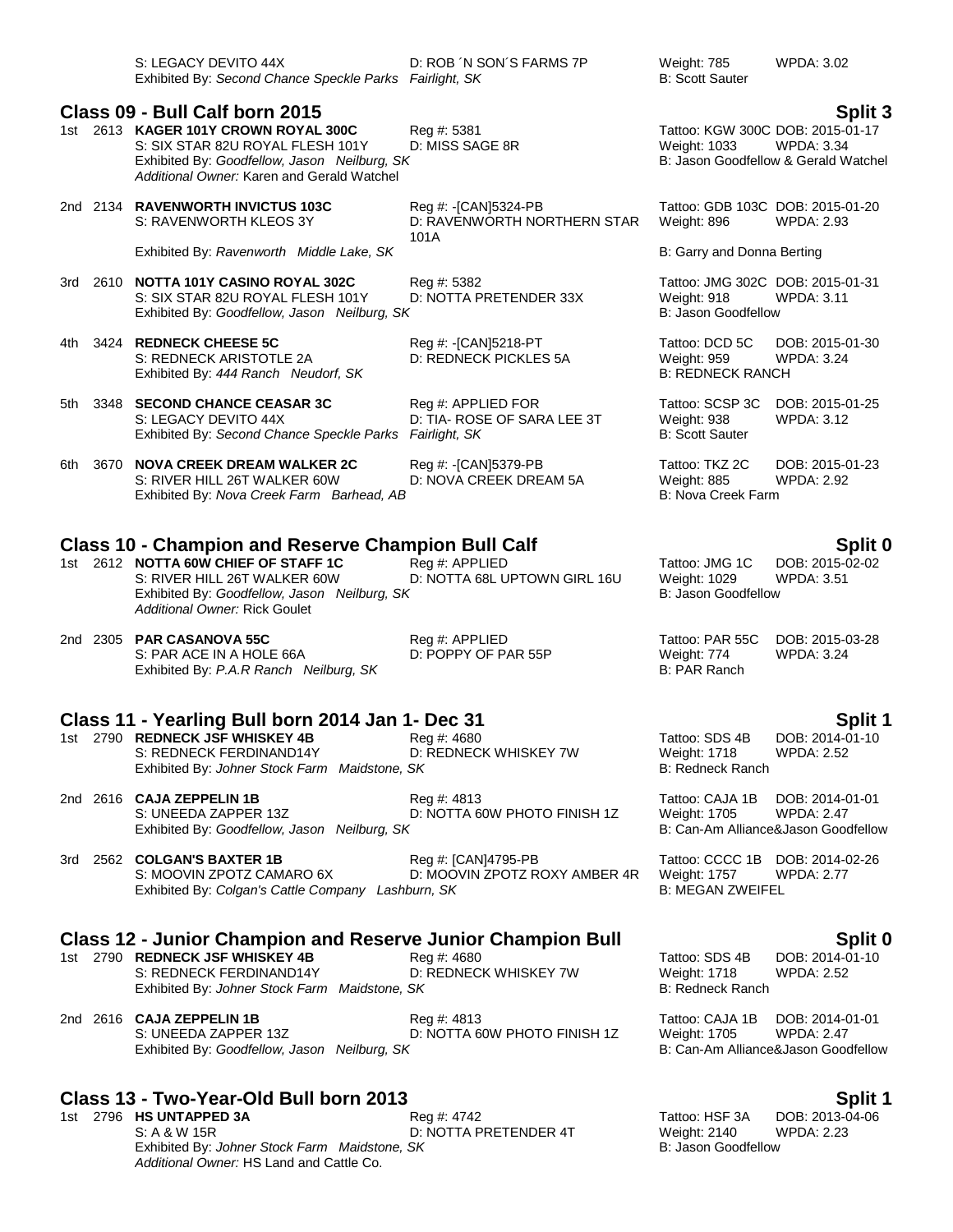S: LEGACY DEVITO 44X D: ROB ´N SON´S FARMS 7P Weight: 785 WPDA: 3.02
Exhibited By: *Second Chance Speckle Parks Fairlight, SK* B: Scott Sauter

## Class 09 - Bull Calf born 2015 — Split 3

1st 2613 **KAGER 101Y CROWN ROYAL 300C** Reg #: 5381 Tattoo: KGW 300C DOB: 2015-01-17
S: SIX STAR 82U ROYAL FLESH 101Y D: MISS SAGE 8R Weight: 1033 WPDA: 3.34
Exhibited By: *Goodfellow, Jason Neilburg, SK* B: Jason Goodfellow & Gerald Watchel
*Additional Owner:* Karen and Gerald Watchel

2nd 2134 **RAVENWORTH INVICTUS 103C** Reg #: -[CAN]5324-PB Tattoo: GDB 103C DOB: 2015-01-20
S: RAVENWORTH KLEOS 3Y D: RAVENWORTH NORTHERN STAR 101A Weight: 896 WPDA: 2.93
Exhibited By: *Ravenworth Middle Lake, SK* B: Garry and Donna Berting

3rd 2610 **NOTTA 101Y CASINO ROYAL 302C** Reg #: 5382 Tattoo: JMG 302C DOB: 2015-01-31
S: SIX STAR 82U ROYAL FLESH 101Y D: NOTTA PRETENDER 33X Weight: 918 WPDA: 3.11
Exhibited By: *Goodfellow, Jason Neilburg, SK* B: Jason Goodfellow

4th 3424 **REDNECK CHEESE 5C** Reg #: -[CAN]5218-PT Tattoo: DCD 5C DOB: 2015-01-30
S: REDNECK ARISTOTLE 2A D: REDNECK PICKLES 5A Weight: 959 WPDA: 3.24
Exhibited By: *444 Ranch Neudorf, SK* B: REDNECK RANCH

5th 3348 **SECOND CHANCE CEASAR 3C** Reg #: APPLIED FOR Tattoo: SCSP 3C DOB: 2015-01-25
S: LEGACY DEVITO 44X D: TIA- ROSE OF SARA LEE 3T Weight: 938 WPDA: 3.12
Exhibited By: *Second Chance Speckle Parks Fairlight, SK* B: Scott Sauter

6th 3670 **NOVA CREEK DREAM WALKER 2C** Reg #: -[CAN]5379-PB Tattoo: TKZ 2C DOB: 2015-01-23
S: RIVER HILL 26T WALKER 60W D: NOVA CREEK DREAM 5A Weight: 885 WPDA: 2.92
Exhibited By: *Nova Creek Farm Barhead, AB* B: Nova Creek Farm

## Class 10 - Champion and Reserve Champion Bull Calf — Split 0

1st 2612 **NOTTA 60W CHIEF OF STAFF 1C** Reg #: APPLIED Tattoo: JMG 1C DOB: 2015-02-02
S: RIVER HILL 26T WALKER 60W D: NOTTA 68L UPTOWN GIRL 16U Weight: 1029 WPDA: 3.51
Exhibited By: *Goodfellow, Jason Neilburg, SK* B: Jason Goodfellow
*Additional Owner:* Rick Goulet

2nd 2305 **PAR CASANOVA 55C** Reg #: APPLIED Tattoo: PAR 55C DOB: 2015-03-28
S: PAR ACE IN A HOLE 66A D: POPPY OF PAR 55P Weight: 774 WPDA: 3.24
Exhibited By: *P.A.R Ranch Neilburg, SK* B: PAR Ranch

## Class 11 - Yearling Bull born 2014 Jan 1- Dec 31 — Split 1

1st 2790 **REDNECK JSF WHISKEY 4B** Reg #: 4680 Tattoo: SDS 4B DOB: 2014-01-10
S: REDNECK FERDINAND14Y D: REDNECK WHISKEY 7W Weight: 1718 WPDA: 2.52
Exhibited By: *Johner Stock Farm Maidstone, SK* B: Redneck Ranch

2nd 2616 **CAJA ZEPPELIN 1B** Reg #: 4813 Tattoo: CAJA 1B DOB: 2014-01-01
S: UNEEDA ZAPPER 13Z D: NOTTA 60W PHOTO FINISH 1Z Weight: 1705 WPDA: 2.47
Exhibited By: *Goodfellow, Jason Neilburg, SK* B: Can-Am Alliance&Jason Goodfellow

3rd 2562 **COLGAN'S BAXTER 1B** Reg #: [CAN]4795-PB Tattoo: CCCC 1B DOB: 2014-02-26
S: MOOVIN ZPOTZ CAMARO 6X D: MOOVIN ZPOTZ ROXY AMBER 4R Weight: 1757 WPDA: 2.77
Exhibited By: *Colgan's Cattle Company Lashburn, SK* B: MEGAN ZWEIFEL

## Class 12 - Junior Champion and Reserve Junior Champion Bull — Split 0

1st 2790 **REDNECK JSF WHISKEY 4B** Reg #: 4680 Tattoo: SDS 4B DOB: 2014-01-10
S: REDNECK FERDINAND14Y D: REDNECK WHISKEY 7W Weight: 1718 WPDA: 2.52
Exhibited By: *Johner Stock Farm Maidstone, SK* B: Redneck Ranch

2nd 2616 **CAJA ZEPPELIN 1B** Reg #: 4813 Tattoo: CAJA 1B DOB: 2014-01-01
S: UNEEDA ZAPPER 13Z D: NOTTA 60W PHOTO FINISH 1Z Weight: 1705 WPDA: 2.47
Exhibited By: *Goodfellow, Jason Neilburg, SK* B: Can-Am Alliance&Jason Goodfellow

## Class 13 - Two-Year-Old Bull born 2013 — Split 1

1st 2796 **HS UNTAPPED 3A** Reg #: 4742 Tattoo: HSF 3A DOB: 2013-04-06
S: A & W 15R D: NOTTA PRETENDER 4T Weight: 2140 WPDA: 2.23
Exhibited By: *Johner Stock Farm Maidstone, SK* B: Jason Goodfellow
*Additional Owner:* HS Land and Cattle Co.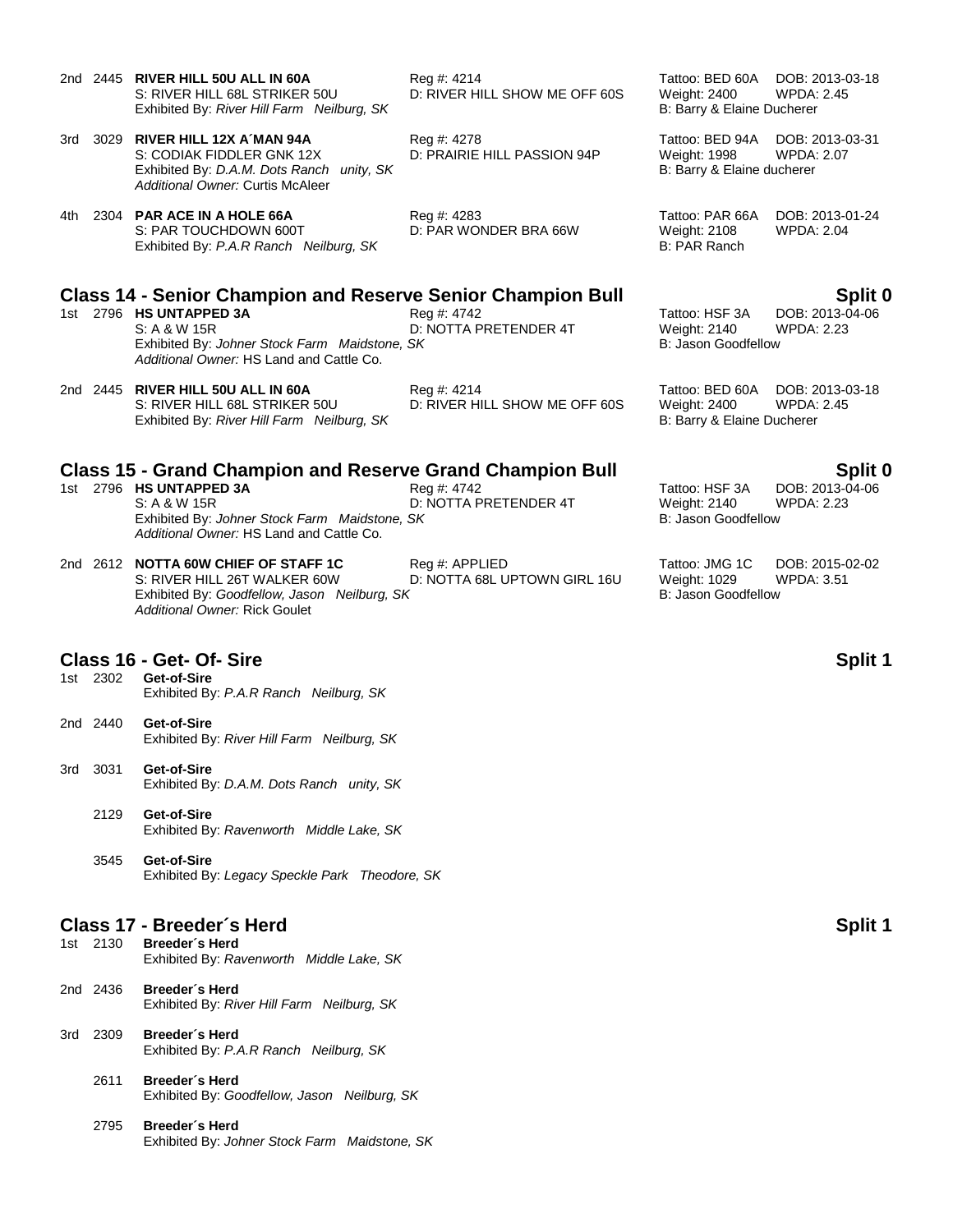2nd 2445 **RIVER HILL 50U ALL IN 60A** Reg #: 4214 Tattoo: BED 60A DOB: 2013-03-18
S: RIVER HILL 68L STRIKER 50U D: RIVER HILL SHOW ME OFF 60S Weight: 2400 WPDA: 2.45
Exhibited By: *River Hill Farm Neilburg, SK* B: Barry & Elaine Ducherer

3rd 3029 **RIVER HILL 12X A´MAN 94A** Reg #: 4278 Tattoo: BED 94A DOB: 2013-03-31
S: CODIAK FIDDLER GNK 12X D: PRAIRIE HILL PASSION 94P Weight: 1998 WPDA: 2.07
Exhibited By: *D.A.M. Dots Ranch unity, SK* B: Barry & Elaine ducherer
*Additional Owner:* Curtis McAleer

4th 2304 **PAR ACE IN A HOLE 66A** Reg #: 4283 Tattoo: PAR 66A DOB: 2013-01-24
S: PAR TOUCHDOWN 600T D: PAR WONDER BRA 66W Weight: 2108 WPDA: 2.04
Exhibited By: *P.A.R Ranch Neilburg, SK* B: PAR Ranch

## Class 14 - Senior Champion and Reserve Senior Champion Bull — Split 0

1st 2796 **HS UNTAPPED 3A** Reg #: 4742 Tattoo: HSF 3A DOB: 2013-04-06
S: A & W 15R D: NOTTA PRETENDER 4T Weight: 2140 WPDA: 2.23
Exhibited By: *Johner Stock Farm Maidstone, SK* B: Jason Goodfellow
*Additional Owner:* HS Land and Cattle Co.

2nd 2445 **RIVER HILL 50U ALL IN 60A** Reg #: 4214 Tattoo: BED 60A DOB: 2013-03-18
S: RIVER HILL 68L STRIKER 50U D: RIVER HILL SHOW ME OFF 60S Weight: 2400 WPDA: 2.45
Exhibited By: *River Hill Farm Neilburg, SK* B: Barry & Elaine Ducherer

## Class 15 - Grand Champion and Reserve Grand Champion Bull — Split 0

1st 2796 **HS UNTAPPED 3A** Reg #: 4742 Tattoo: HSF 3A DOB: 2013-04-06
S: A & W 15R D: NOTTA PRETENDER 4T Weight: 2140 WPDA: 2.23
Exhibited By: *Johner Stock Farm Maidstone, SK* B: Jason Goodfellow
*Additional Owner:* HS Land and Cattle Co.

2nd 2612 **NOTTA 60W CHIEF OF STAFF 1C** Reg #: APPLIED Tattoo: JMG 1C DOB: 2015-02-02
S: RIVER HILL 26T WALKER 60W D: NOTTA 68L UPTOWN GIRL 16U Weight: 1029 WPDA: 3.51
Exhibited By: *Goodfellow, Jason Neilburg, SK* B: Jason Goodfellow
*Additional Owner:* Rick Goulet

## Class 16 - Get- Of- Sire — Split 1

1st 2302 **Get-of-Sire**
Exhibited By: *P.A.R Ranch Neilburg, SK*

2nd 2440 **Get-of-Sire**
Exhibited By: *River Hill Farm Neilburg, SK*

3rd 3031 **Get-of-Sire**
Exhibited By: *D.A.M. Dots Ranch unity, SK*

2129 **Get-of-Sire**
Exhibited By: *Ravenworth Middle Lake, SK*

3545 **Get-of-Sire**
Exhibited By: *Legacy Speckle Park Theodore, SK*

## Class 17 - Breeder´s Herd — Split 1

1st 2130 **Breeder´s Herd**
Exhibited By: *Ravenworth Middle Lake, SK*

2nd 2436 **Breeder´s Herd**
Exhibited By: *River Hill Farm Neilburg, SK*

3rd 2309 **Breeder´s Herd**
Exhibited By: *P.A.R Ranch Neilburg, SK*

2611 **Breeder´s Herd**
Exhibited By: *Goodfellow, Jason Neilburg, SK*

2795 **Breeder´s Herd**
Exhibited By: *Johner Stock Farm Maidstone, SK*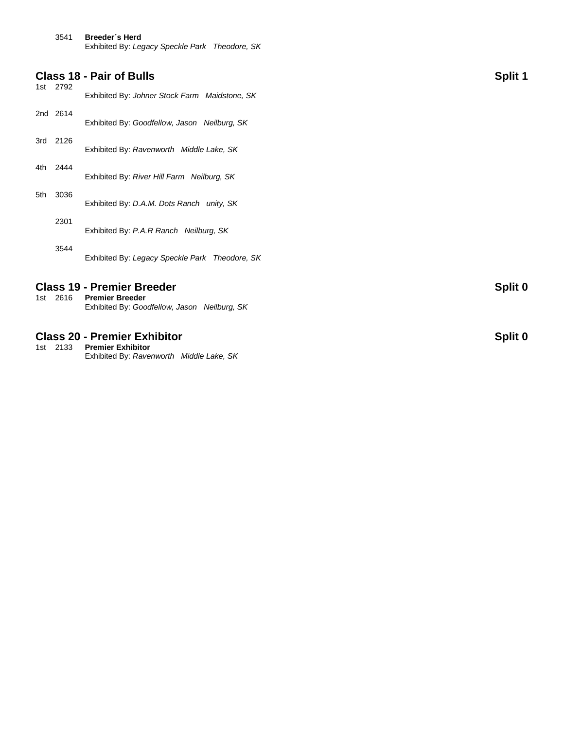3541 **Breeder´s Herd**
Exhibited By: *Legacy Speckle Park Theodore, SK*

## Class 18 - Pair of Bulls — Split 1

1st 2792
Exhibited By: *Johner Stock Farm Maidstone, SK*

2nd 2614
Exhibited By: *Goodfellow, Jason Neilburg, SK*

3rd 2126
Exhibited By: *Ravenworth Middle Lake, SK*

4th 2444
Exhibited By: *River Hill Farm Neilburg, SK*

5th 3036
Exhibited By: *D.A.M. Dots Ranch unity, SK*

2301
Exhibited By: *P.A.R Ranch Neilburg, SK*

3544
Exhibited By: *Legacy Speckle Park Theodore, SK*

## Class 19 - Premier Breeder — Split 0

1st 2616 **Premier Breeder**
Exhibited By: *Goodfellow, Jason Neilburg, SK*

## Class 20 - Premier Exhibitor — Split 0

1st 2133 **Premier Exhibitor**
Exhibited By: *Ravenworth Middle Lake, SK*